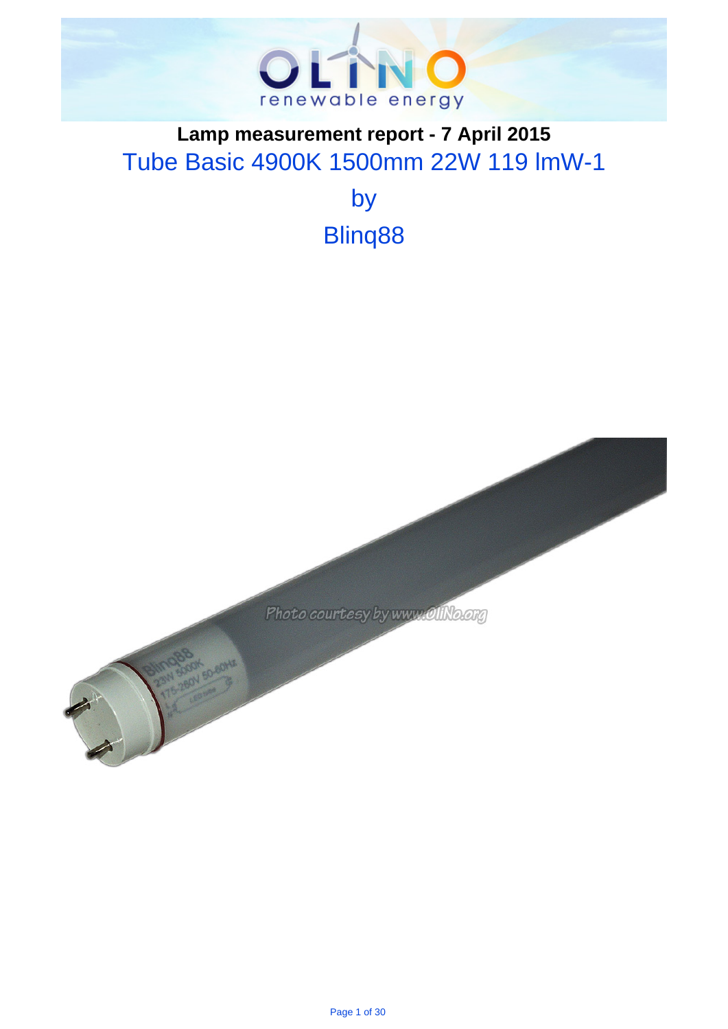OLINO renewable energy

# Lamp measurement report - 7 April 2015

## Tube Basic 4900K 1500mm 22W 119 lmW-1

## by

## Blinq88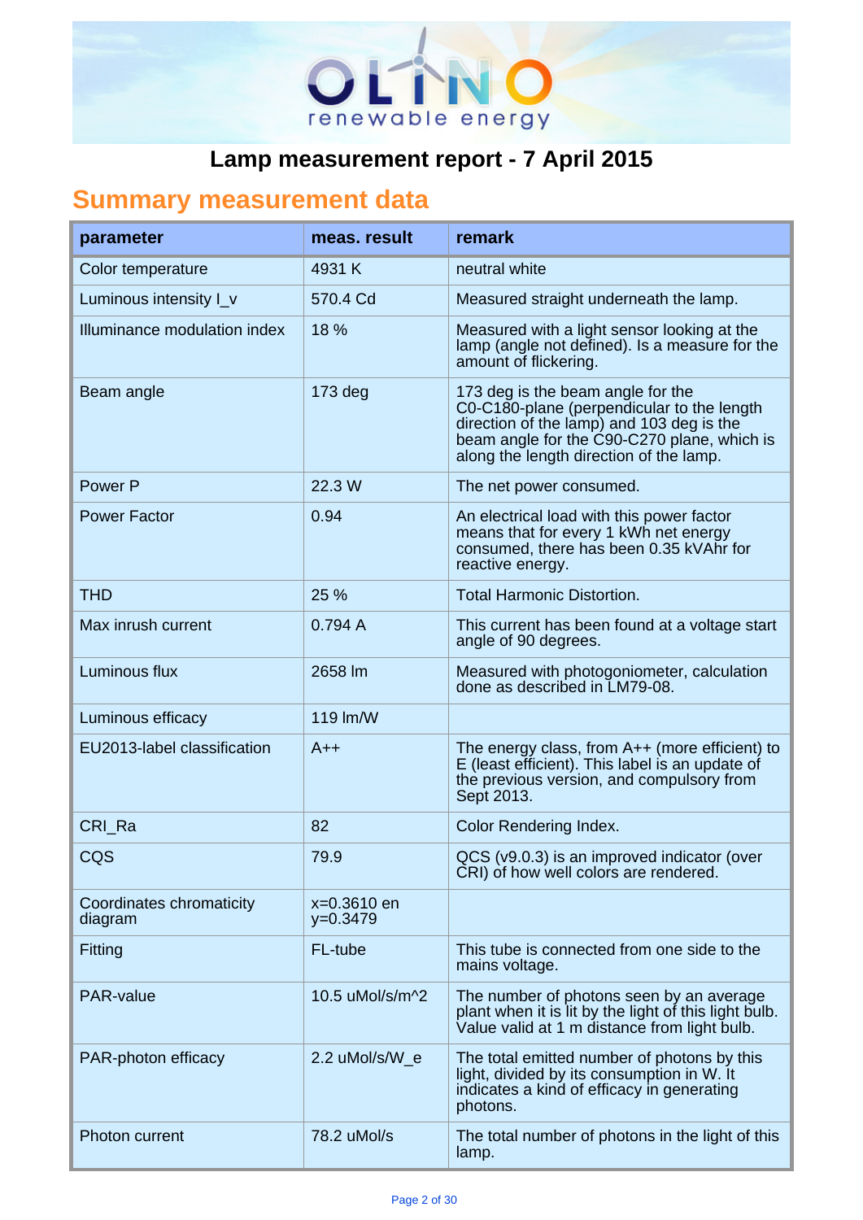# Lamp measurement report - 7 April 2015

## Summary measurement data

| parameter | meas. result | remark |
|---|---|---|
| Color temperature | 4931 K | neutral white |
| Luminous intensity I_v | 570.4 Cd | Measured straight underneath the lamp. |
| Illuminance modulation index | 18 % | Measured with a light sensor looking at the lamp (angle not defined). Is a measure for the amount of flickering. |
| Beam angle | 173 deg | 173 deg is the beam angle for the C0-C180-plane (perpendicular to the length direction of the lamp) and 103 deg is the beam angle for the C90-C270 plane, which is along the length direction of the lamp. |
| Power P | 22.3 W | The net power consumed. |
| Power Factor | 0.94 | An electrical load with this power factor means that for every 1 kWh net energy consumed, there has been 0.35 kVAhr for reactive energy. |
| THD | 25 % | Total Harmonic Distortion. |
| Max inrush current | 0.794 A | This current has been found at a voltage start angle of 90 degrees. |
| Luminous flux | 2658 lm | Measured with photogoniometer, calculation done as described in LM79-08. |
| Luminous efficacy | 119 lm/W | |
| EU2013-label classification | A++ | The energy class, from A++ (more efficient) to E (least efficient). This label is an update of the previous version, and compulsory from Sept 2013. |
| CRI_Ra | 82 | Color Rendering Index. |
| CQS | 79.9 | QCS (v9.0.3) is an improved indicator (over CRI) of how well colors are rendered. |
| Coordinates chromaticity diagram | x=0.3610 en y=0.3479 | |
| Fitting | FL-tube | This tube is connected from one side to the mains voltage. |
| PAR-value | 10.5 uMol/s/m^2 | The number of photons seen by an average plant when it is lit by the light of this light bulb. Value valid at 1 m distance from light bulb. |
| PAR-photon efficacy | 2.2 uMol/s/W_e | The total emitted number of photons by this light, divided by its consumption in W. It indicates a kind of efficacy in generating photons. |
| Photon current | 78.2 uMol/s | The total number of photons in the light of this lamp. |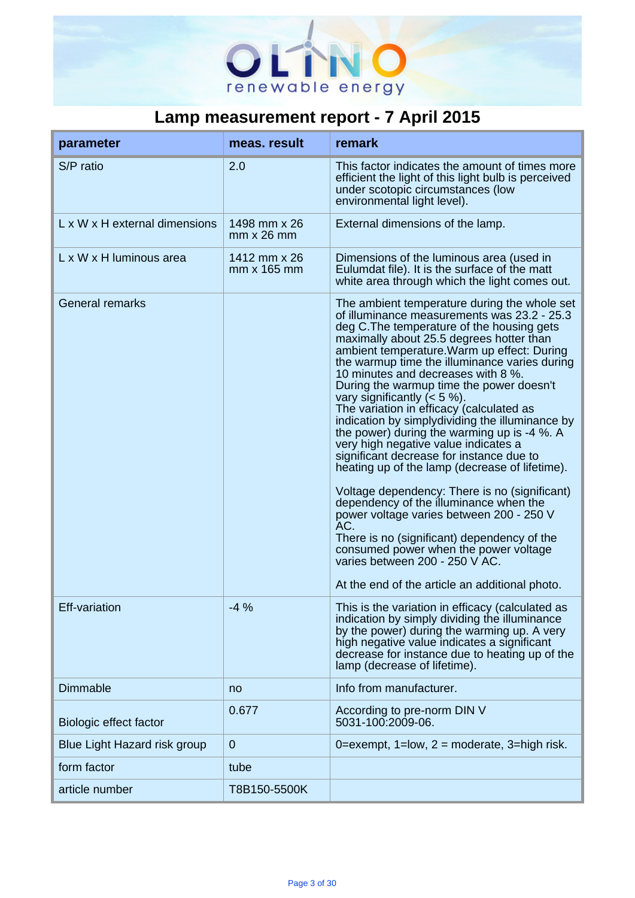# Lamp measurement report - 7 April 2015

| parameter | meas. result | remark |
|---|---|---|
| S/P ratio | 2.0 | This factor indicates the amount of times more efficient the light of this light bulb is perceived under scotopic circumstances (low environmental light level). |
| L x W x H external dimensions | 1498 mm x 26 mm x 26 mm | External dimensions of the lamp. |
| L x W x H luminous area | 1412 mm x 26 mm x 165 mm | Dimensions of the luminous area (used in Eulumdat file). It is the surface of the matt white area through which the light comes out. |
| General remarks | | The ambient temperature during the whole set of illuminance measurements was 23.2 - 25.3 deg C.The temperature of the housing gets maximally about 25.5 degrees hotter than ambient temperature.Warm up effect: During the warmup time the illuminance varies during 10 minutes and decreases with 8 %. During the warmup time the power doesn't vary significantly (< 5 %). The variation in efficacy (calculated as indication by simplydividing the illuminance by the power) during the warming up is -4 %. A very high negative value indicates a significant decrease for instance due to heating up of the lamp (decrease of lifetime).<br><br>Voltage dependency: There is no (significant) dependency of the illuminance when the power voltage varies between 200 - 250 V AC. There is no (significant) dependency of the consumed power when the power voltage varies between 200 - 250 V AC.<br><br>At the end of the article an additional photo. |
| Eff-variation | -4 % | This is the variation in efficacy (calculated as indication by simply dividing the illuminance by the power) during the warming up. A very high negative value indicates a significant decrease for instance due to heating up of the lamp (decrease of lifetime). |
| Dimmable | no | Info from manufacturer. |
| Biologic effect factor | 0.677 | According to pre-norm DIN V 5031-100:2009-06. |
| Blue Light Hazard risk group | 0 | 0=exempt, 1=low, 2 = moderate, 3=high risk. |
| form factor | tube | |
| article number | T8B150-5500K | |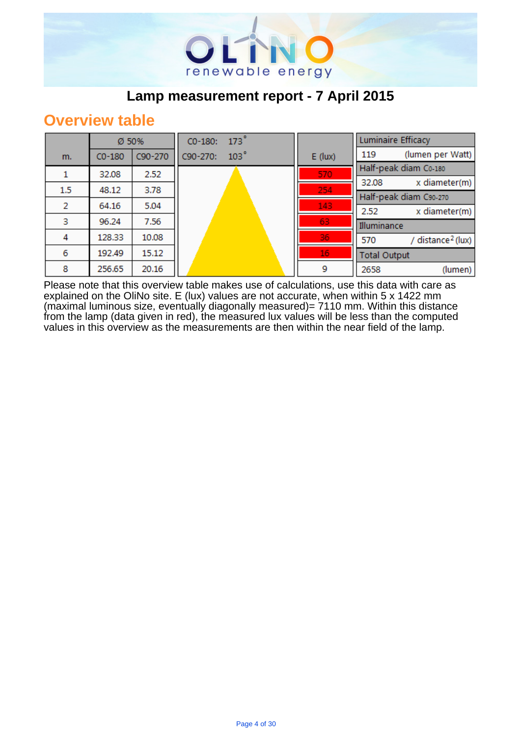# Lamp measurement report - 7 April 2015

## Overview table

| m. | Ø 50% C0-180 | Ø 50% C90-270 | C0-180: 173°, C90-270: 103° | E (lux) |
|---|---|---|---|---|
| 1 | 32.08 | 2.52 | | 570 |
| 1.5 | 48.12 | 3.78 | | 254 |
| 2 | 64.16 | 5.04 | | 143 |
| 3 | 96.24 | 7.56 | | 63 |
| 4 | 128.33 | 10.08 | | 36 |
| 6 | 192.49 | 15.12 | | 16 |
| 8 | 256.65 | 20.16 | | 9 |

| Luminaire Efficacy | |
|---|---|
| 119 | (lumen per Watt) |
| **Half-peak diam C0-180** | |
| 32.08 | x diameter(m) |
| **Half-peak diam C90-270** | |
| 2.52 | x diameter(m) |
| **Illuminance** | |
| 570 | / distance² (lux) |
| **Total Output** | |
| 2658 | (lumen) |

Please note that this overview table makes use of calculations, use this data with care as explained on the OliNo site. E (lux) values are not accurate, when within 5 x 1422 mm (maximal luminous size, eventually diagonally measured)= 7110 mm. Within this distance from the lamp (data given in red), the measured lux values will be less than the computed values in this overview as the measurements are then within the near field of the lamp.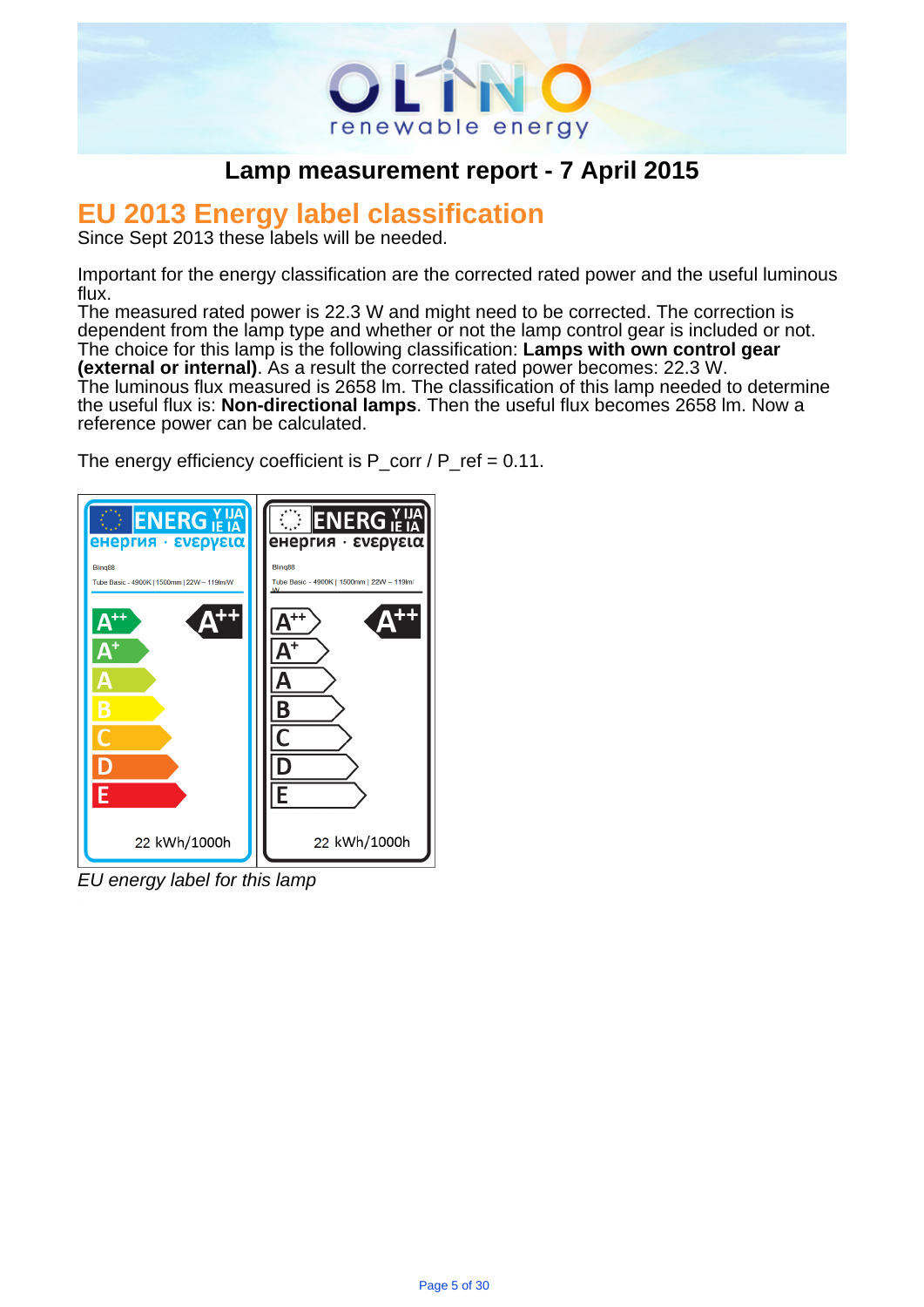## Lamp measurement report - 7 April 2015

# EU 2013 Energy label classification

Since Sept 2013 these labels will be needed.

Important for the energy classification are the corrected rated power and the useful luminous flux.
The measured rated power is 22.3 W and might need to be corrected. The correction is dependent from the lamp type and whether or not the lamp control gear is included or not. The choice for this lamp is the following classification: **Lamps with own control gear (external or internal)**. As a result the corrected rated power becomes: 22.3 W.
The luminous flux measured is 2658 lm. The classification of this lamp needed to determine the useful flux is: **Non-directional lamps**. Then the useful flux becomes 2658 lm. Now a reference power can be calculated.

The energy efficiency coefficient is P_corr / P_ref = 0.11.

*EU energy label for this lamp*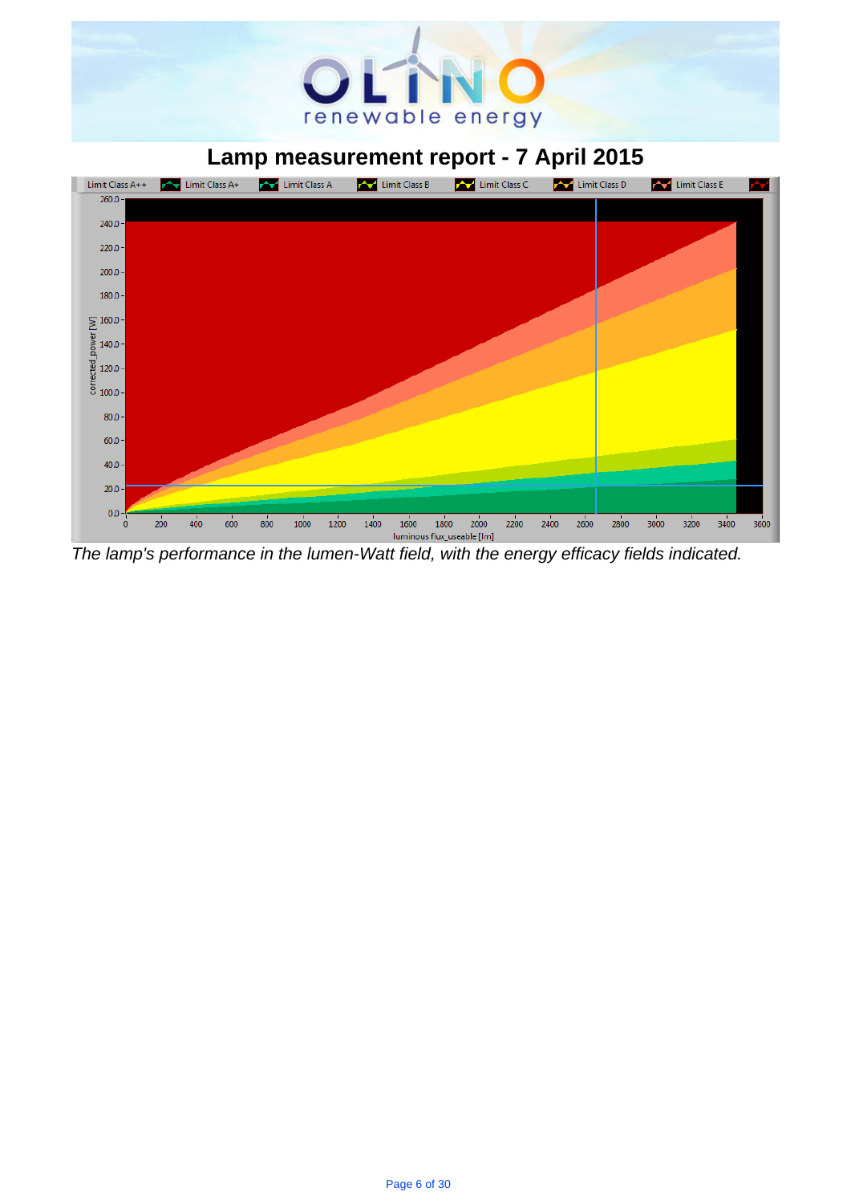# Lamp measurement report - 7 April 2015

*The lamp's performance in the lumen-Watt field, with the energy efficacy fields indicated.*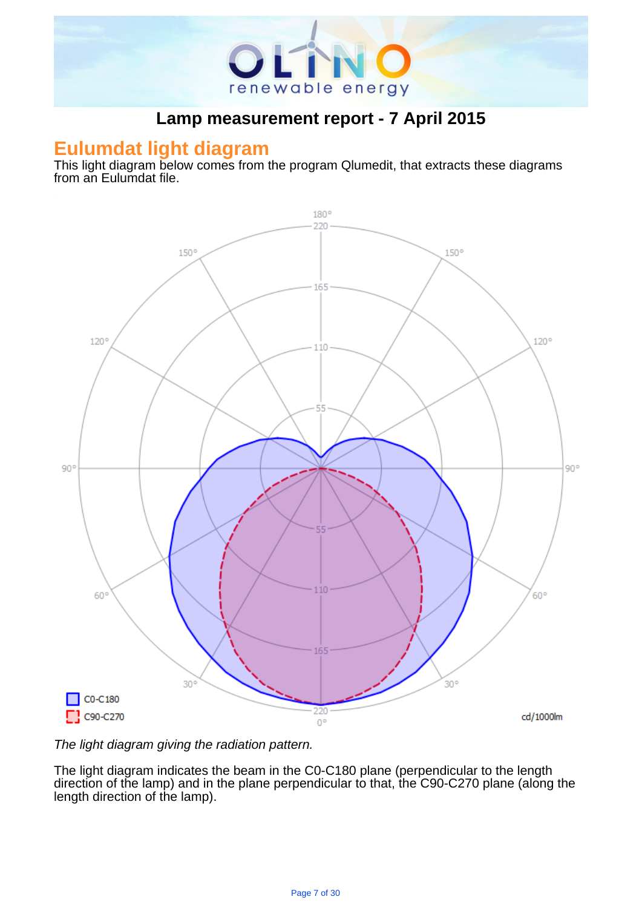# Lamp measurement report - 7 April 2015

## Eulumdat light diagram

This light diagram below comes from the program Qlumedit, that extracts these diagrams from an Eulumdat file.

*The light diagram giving the radiation pattern.*

The light diagram indicates the beam in the C0-C180 plane (perpendicular to the length direction of the lamp) and in the plane perpendicular to that, the C90-C270 plane (along the length direction of the lamp).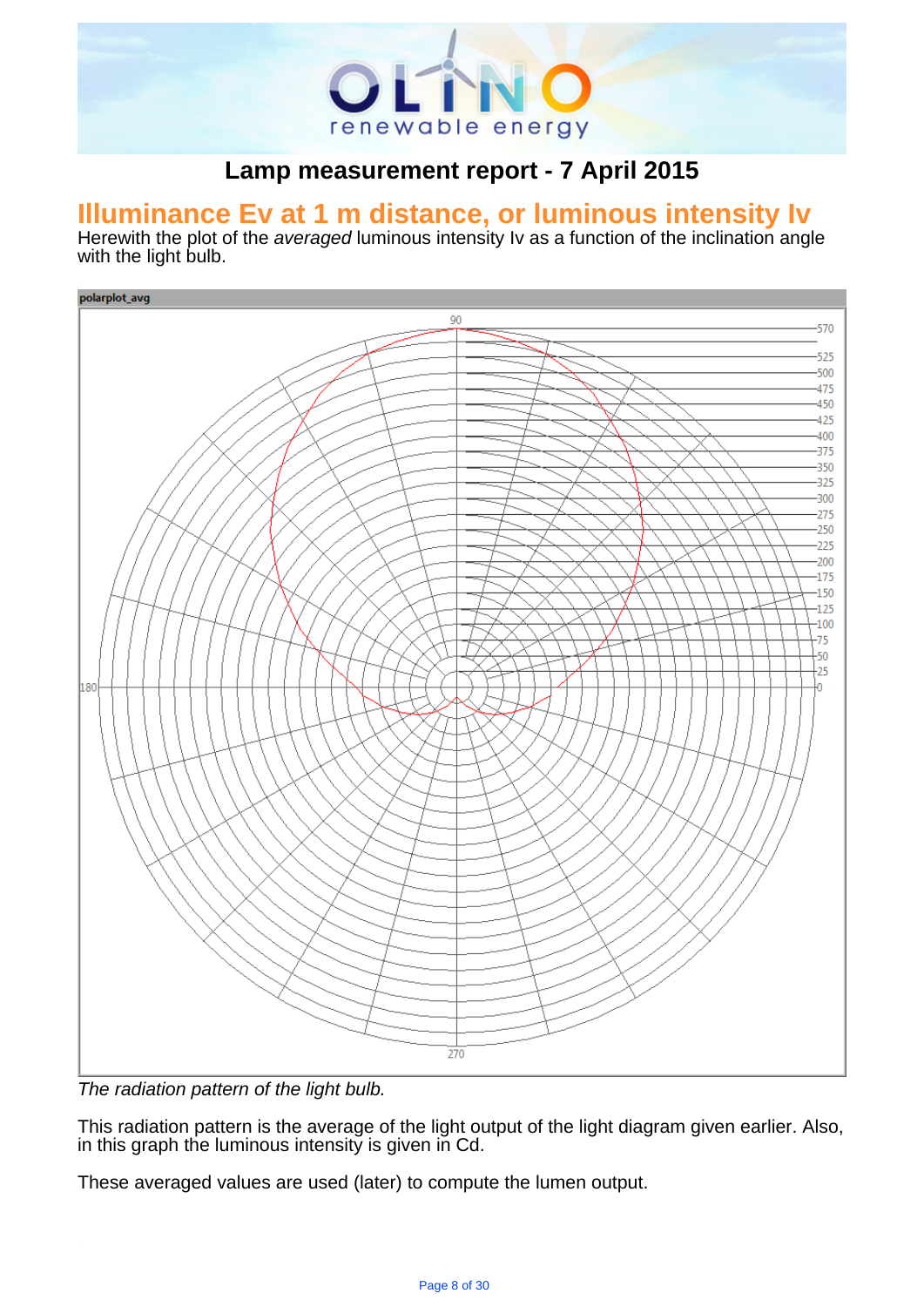# Lamp measurement report - 7 April 2015

## Illuminance Ev at 1 m distance, or luminous intensity Iv

Herewith the plot of the *averaged* luminous intensity Iv as a function of the inclination angle with the light bulb.

*The radiation pattern of the light bulb.*

This radiation pattern is the average of the light output of the light diagram given earlier. Also, in this graph the luminous intensity is given in Cd.

These averaged values are used (later) to compute the lumen output.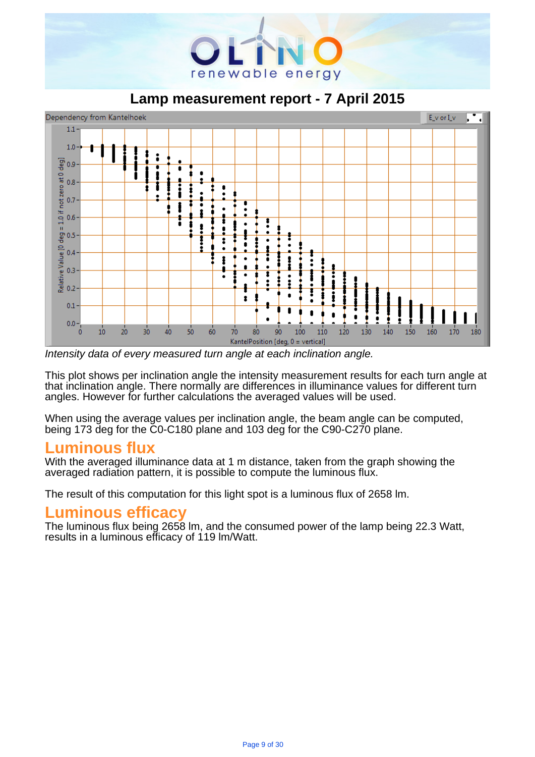# Lamp measurement report - 7 April 2015

*Intensity data of every measured turn angle at each inclination angle.*

This plot shows per inclination angle the intensity measurement results for each turn angle at that inclination angle. There normally are differences in illuminance values for different turn angles. However for further calculations the averaged values will be used.

When using the average values per inclination angle, the beam angle can be computed, being 173 deg for the C0-C180 plane and 103 deg for the C90-C270 plane.

## Luminous flux

With the averaged illuminance data at 1 m distance, taken from the graph showing the averaged radiation pattern, it is possible to compute the luminous flux.

The result of this computation for this light spot is a luminous flux of 2658 lm.

## Luminous efficacy

The luminous flux being 2658 lm, and the consumed power of the lamp being 22.3 Watt, results in a luminous efficacy of 119 lm/Watt.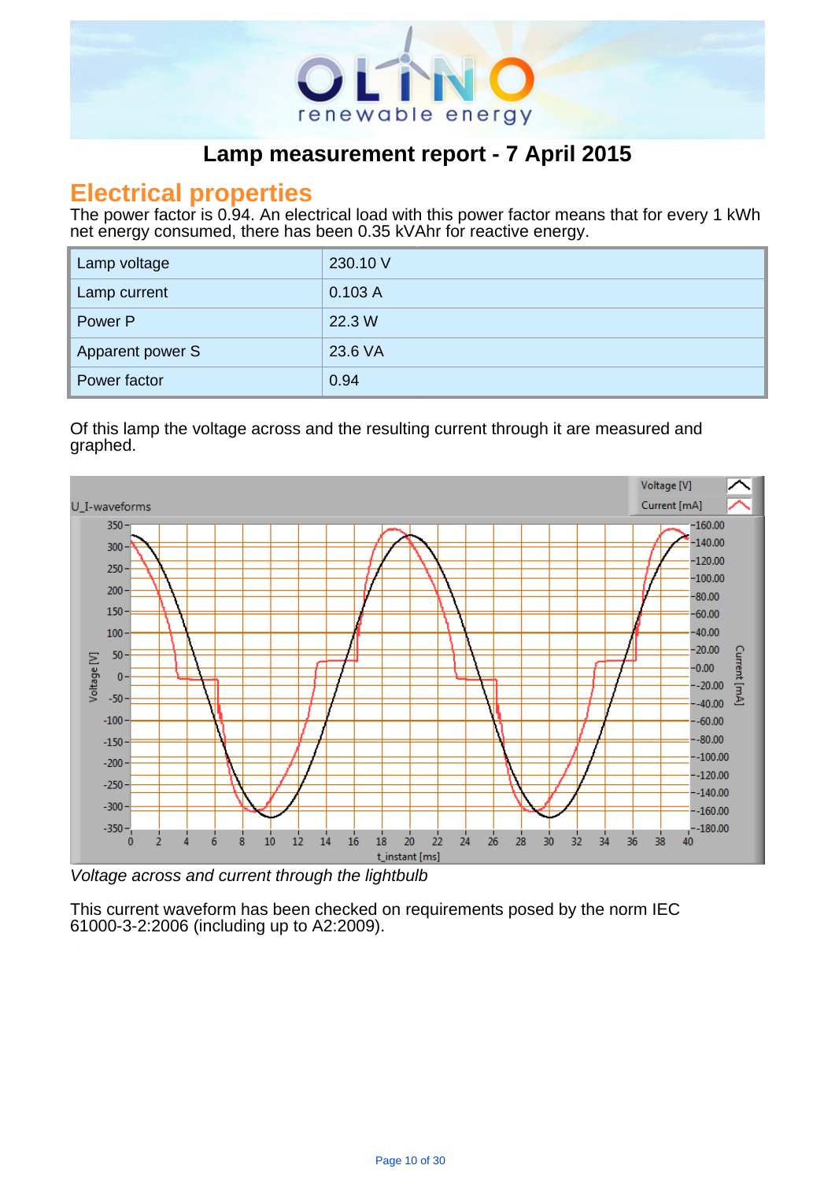# Lamp measurement report - 7 April 2015

## Electrical properties

The power factor is 0.94. An electrical load with this power factor means that for every 1 kWh net energy consumed, there has been 0.35 kVAhr for reactive energy.

| Lamp voltage | 230.10 V |
|---|---|
| Lamp current | 0.103 A |
| Power P | 22.3 W |
| Apparent power S | 23.6 VA |
| Power factor | 0.94 |

Of this lamp the voltage across and the resulting current through it are measured and graphed.

*Voltage across and current through the lightbulb*

This current waveform has been checked on requirements posed by the norm IEC 61000-3-2:2006 (including up to A2:2009).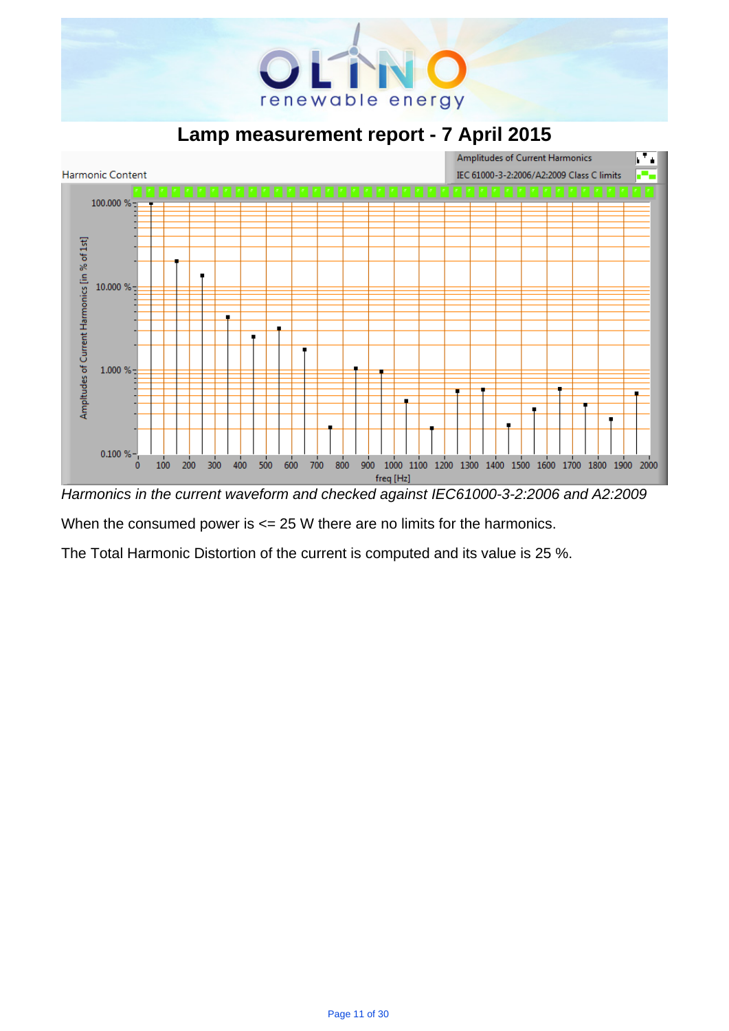# Lamp measurement report - 7 April 2015

*Harmonics in the current waveform and checked against IEC61000-3-2:2006 and A2:2009*

When the consumed power is <= 25 W there are no limits for the harmonics.

The Total Harmonic Distortion of the current is computed and its value is 25 %.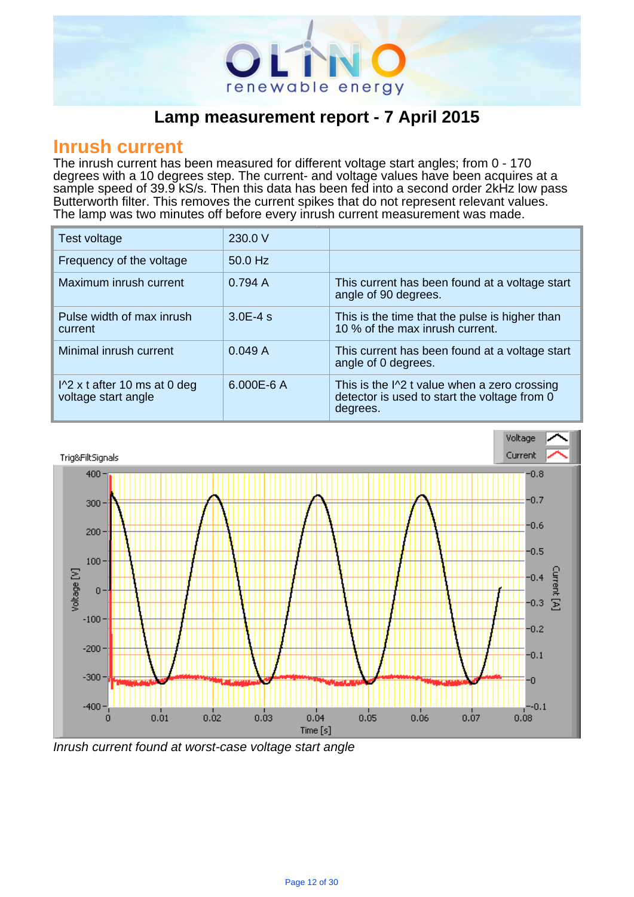# Lamp measurement report - 7 April 2015

## Inrush current

The inrush current has been measured for different voltage start angles; from 0 - 170 degrees with a 10 degrees step. The current- and voltage values have been acquires at a sample speed of 39.9 kS/s. Then this data has been fed into a second order 2kHz low pass Butterworth filter. This removes the current spikes that do not represent relevant values. The lamp was two minutes off before every inrush current measurement was made.

| Test voltage | 230.0 V | |
|---|---|---|
| Frequency of the voltage | 50.0 Hz | |
| Maximum inrush current | 0.794 A | This current has been found at a voltage start angle of 90 degrees. |
| Pulse width of max inrush current | 3.0E-4 s | This is the time that the pulse is higher than 10 % of the max inrush current. |
| Minimal inrush current | 0.049 A | This current has been found at a voltage start angle of 0 degrees. |
| I^2 x t after 10 ms at 0 deg voltage start angle | 6.000E-6 A | This is the I^2 t value when a zero crossing detector is used to start the voltage from 0 degrees. |

*Inrush current found at worst-case voltage start angle*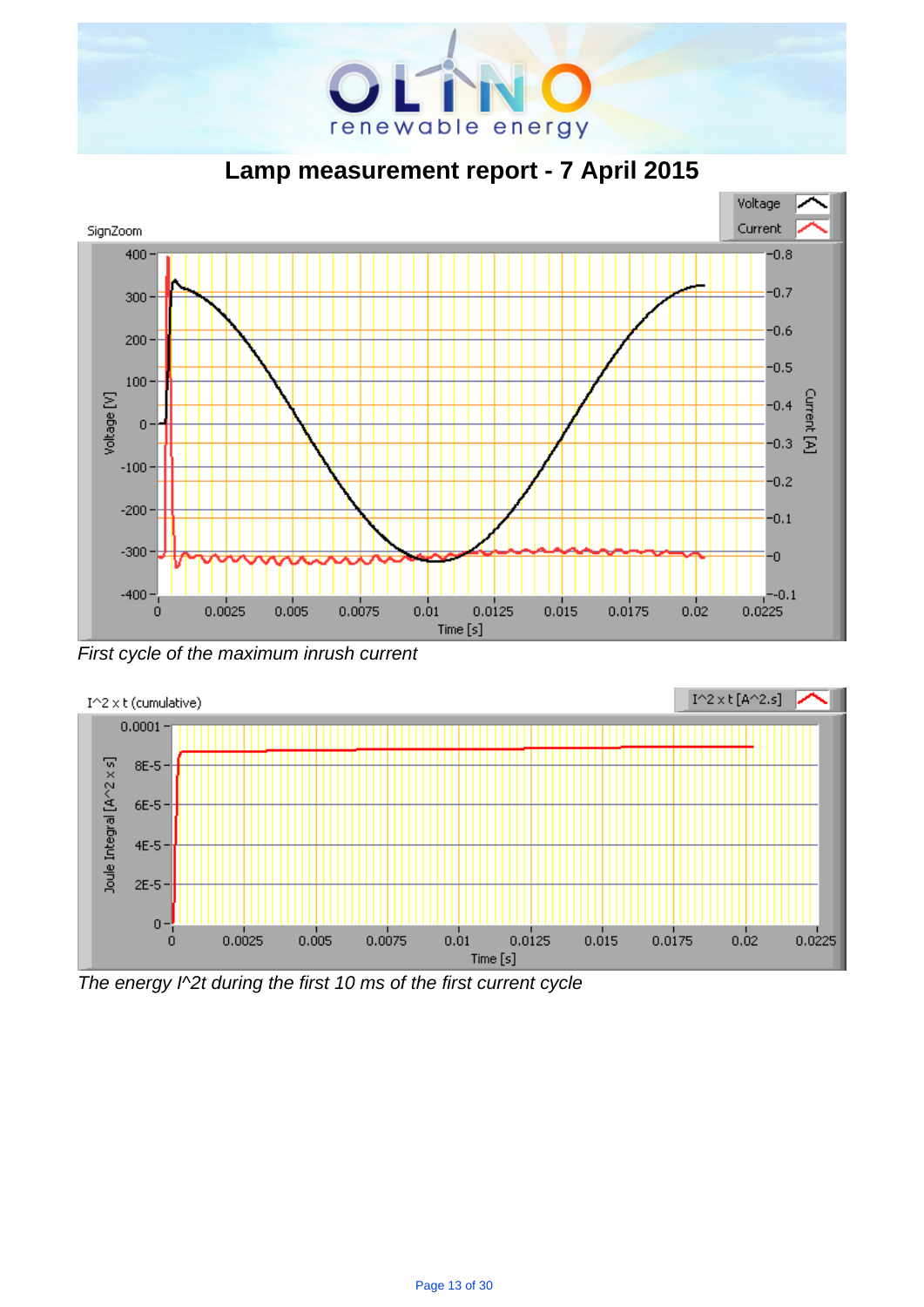# Lamp measurement report - 7 April 2015

*First cycle of the maximum inrush current*

*The energy I^2t during the first 10 ms of the first current cycle*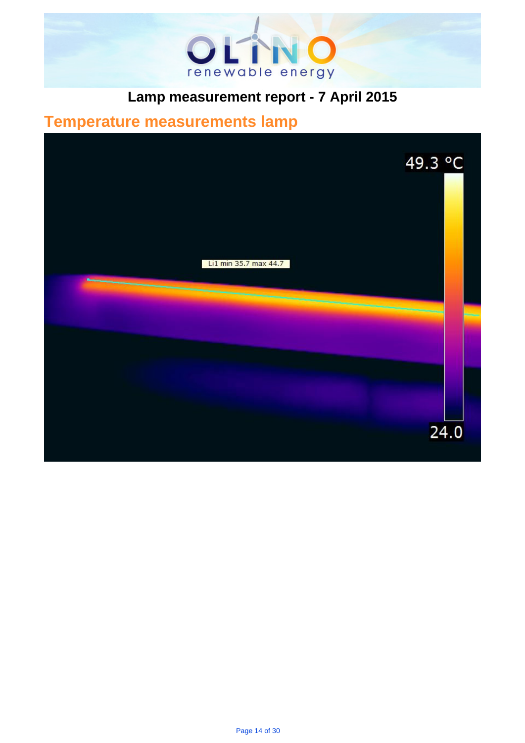# Lamp measurement report - 7 April 2015

## Temperature measurements lamp

49.3 °C

Li1 min 35.7 max 44.7

24.0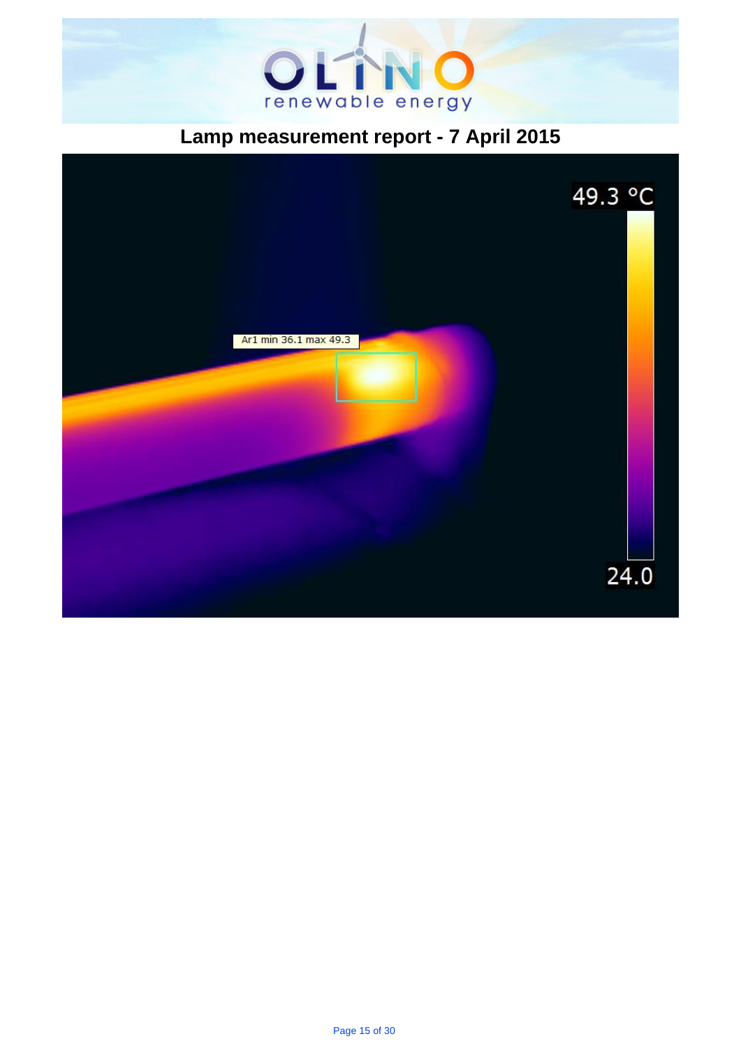# Lamp measurement report - 7 April 2015

Ar1 min 36.1 max 49.3

49.3 °C

24.0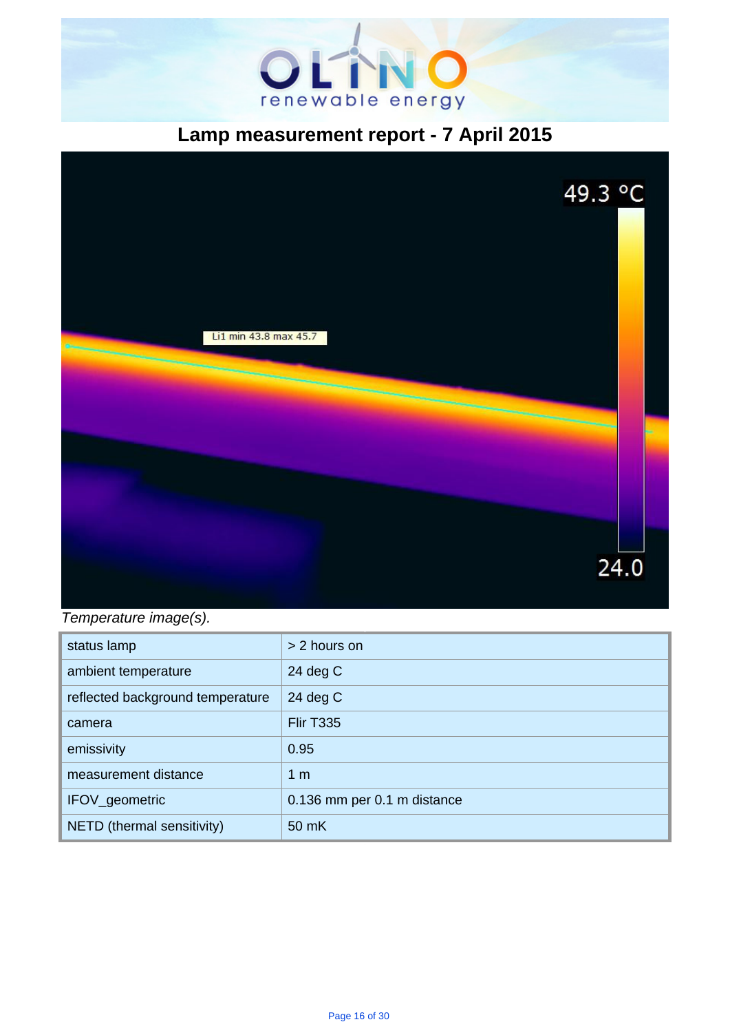# Lamp measurement report - 7 April 2015

*Temperature image(s).*

| status lamp | > 2 hours on |
|---|---|
| ambient temperature | 24 deg C |
| reflected background temperature | 24 deg C |
| camera | Flir T335 |
| emissivity | 0.95 |
| measurement distance | 1 m |
| IFOV_geometric | 0.136 mm per 0.1 m distance |
| NETD (thermal sensitivity) | 50 mK |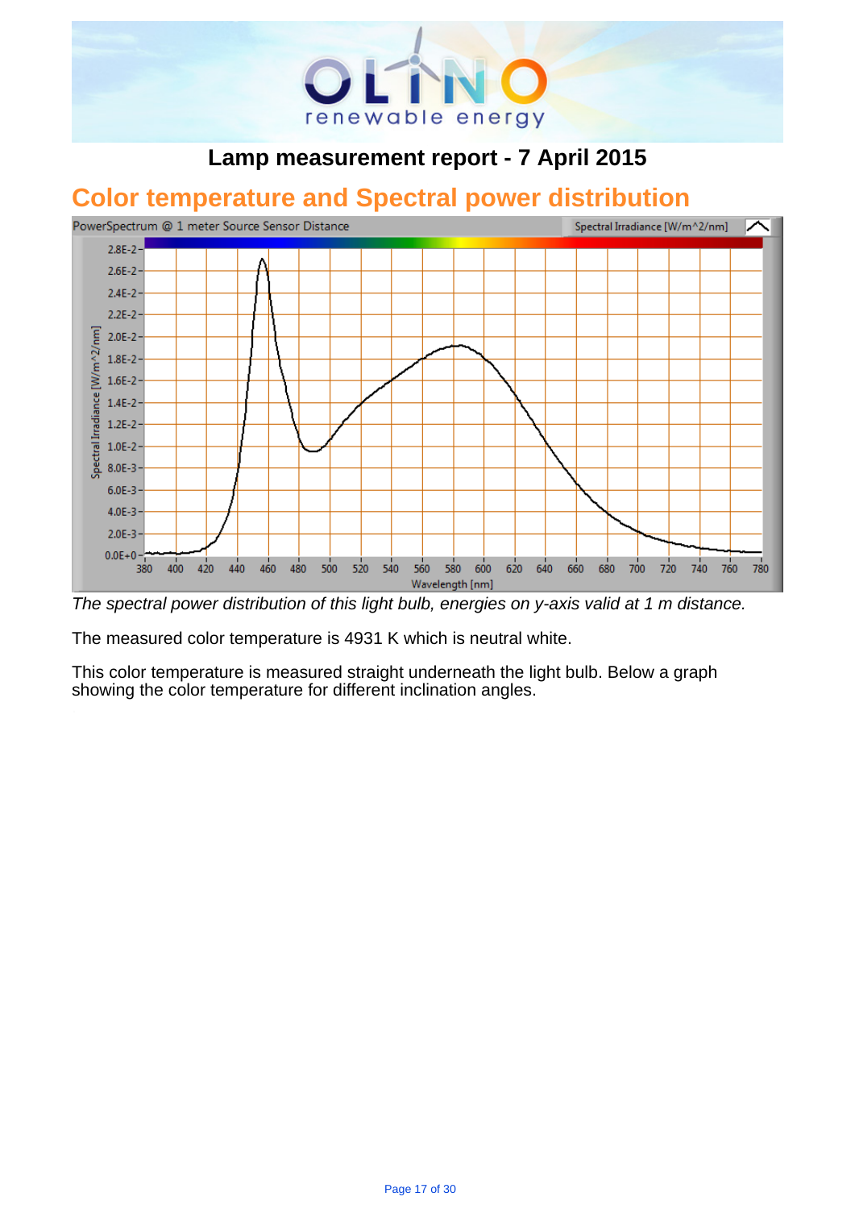# Lamp measurement report - 7 April 2015

## Color temperature and Spectral power distribution

*The spectral power distribution of this light bulb, energies on y-axis valid at 1 m distance.*

The measured color temperature is 4931 K which is neutral white.

This color temperature is measured straight underneath the light bulb. Below a graph showing the color temperature for different inclination angles.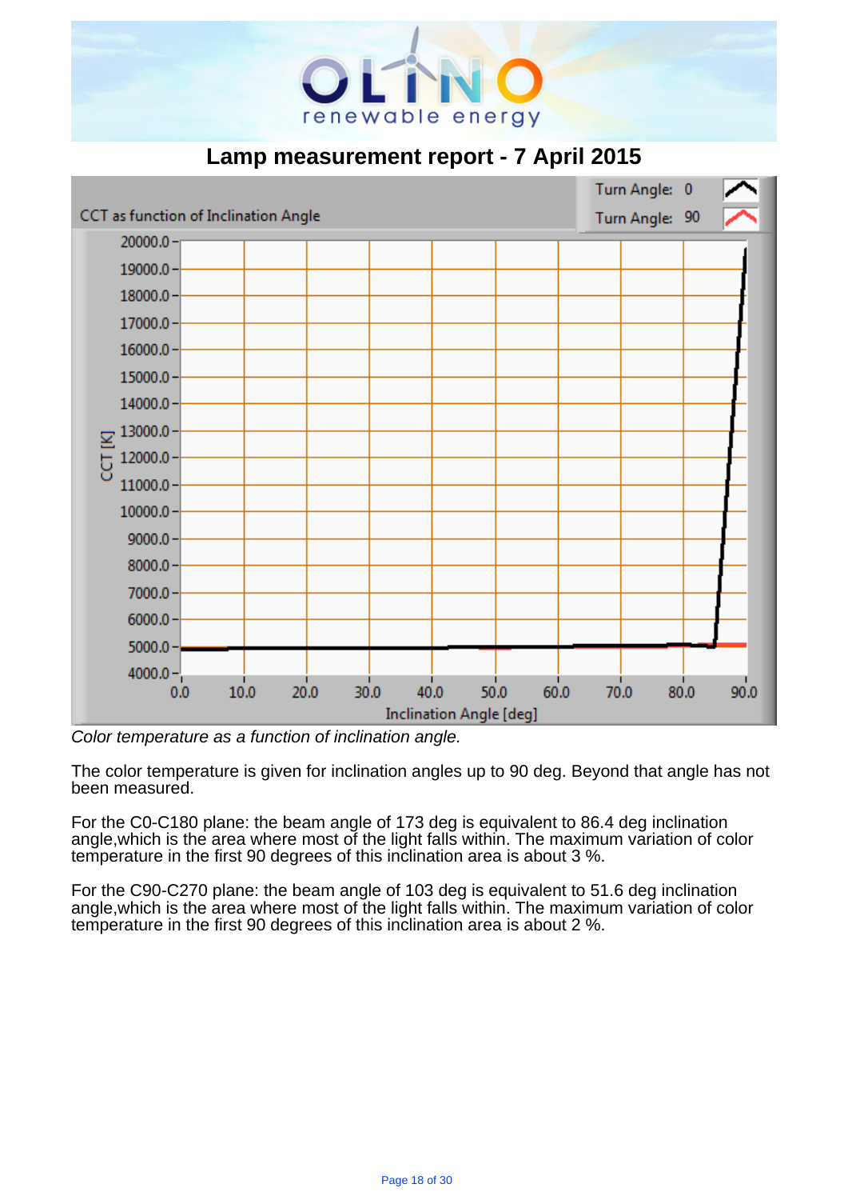## Lamp measurement report - 7 April 2015

*Color temperature as a function of inclination angle.*

The color temperature is given for inclination angles up to 90 deg. Beyond that angle has not been measured.

For the C0-C180 plane: the beam angle of 173 deg is equivalent to 86.4 deg inclination angle,which is the area where most of the light falls within. The maximum variation of color temperature in the first 90 degrees of this inclination area is about 3 %.

For the C90-C270 plane: the beam angle of 103 deg is equivalent to 51.6 deg inclination angle,which is the area where most of the light falls within. The maximum variation of color temperature in the first 90 degrees of this inclination area is about 2 %.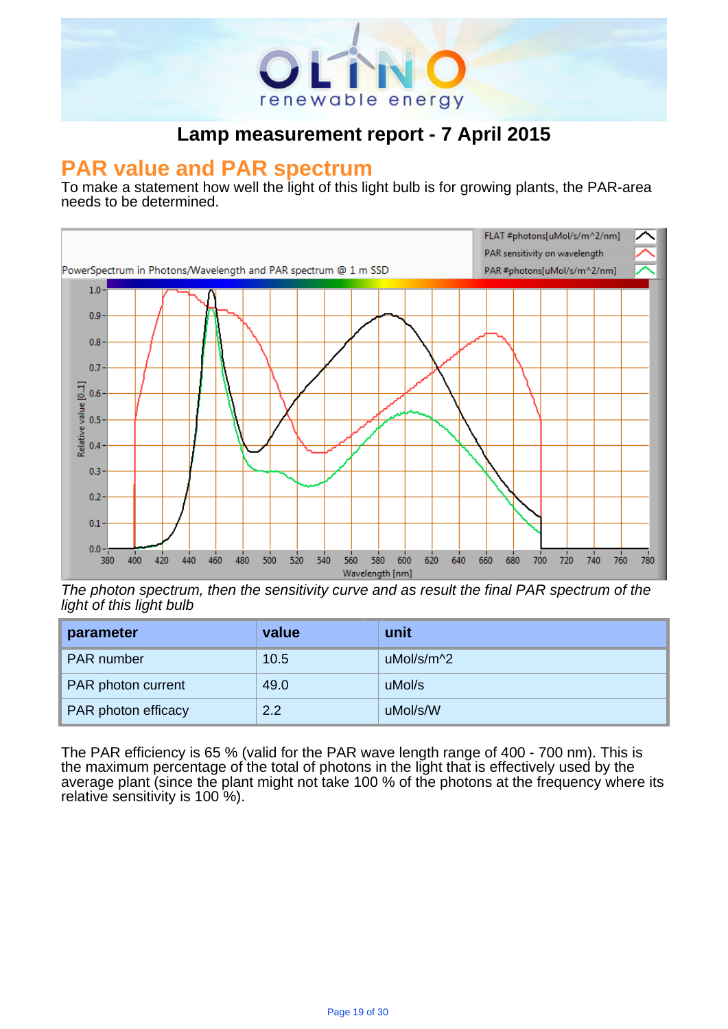## Lamp measurement report - 7 April 2015

# PAR value and PAR spectrum

To make a statement how well the light of this light bulb is for growing plants, the PAR-area needs to be determined.

*The photon spectrum, then the sensitivity curve and as result the final PAR spectrum of the light of this light bulb*

| parameter | value | unit |
|---|---|---|
| PAR number | 10.5 | uMol/s/m^2 |
| PAR photon current | 49.0 | uMol/s |
| PAR photon efficacy | 2.2 | uMol/s/W |

The PAR efficiency is 65 % (valid for the PAR wave length range of 400 - 700 nm). This is the maximum percentage of the total of photons in the light that is effectively used by the average plant (since the plant might not take 100 % of the photons at the frequency where its relative sensitivity is 100 %).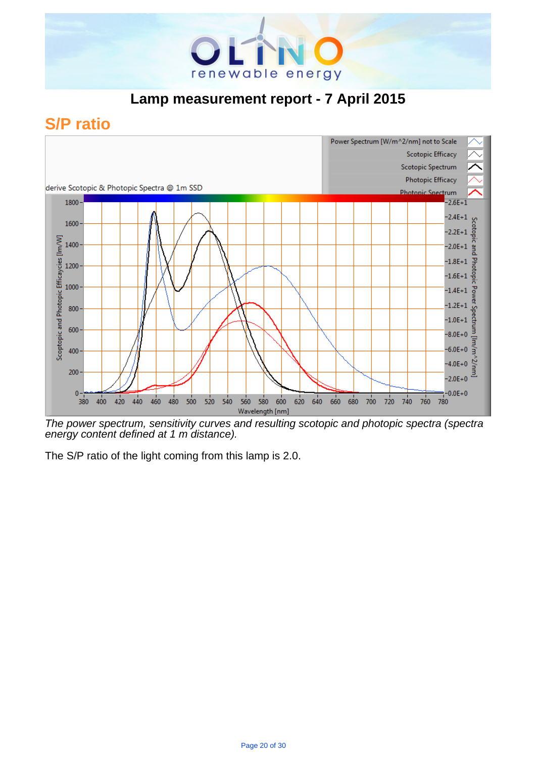# Lamp measurement report - 7 April 2015

## S/P ratio

*The power spectrum, sensitivity curves and resulting scotopic and photopic spectra (spectra energy content defined at 1 m distance).*

The S/P ratio of the light coming from this lamp is 2.0.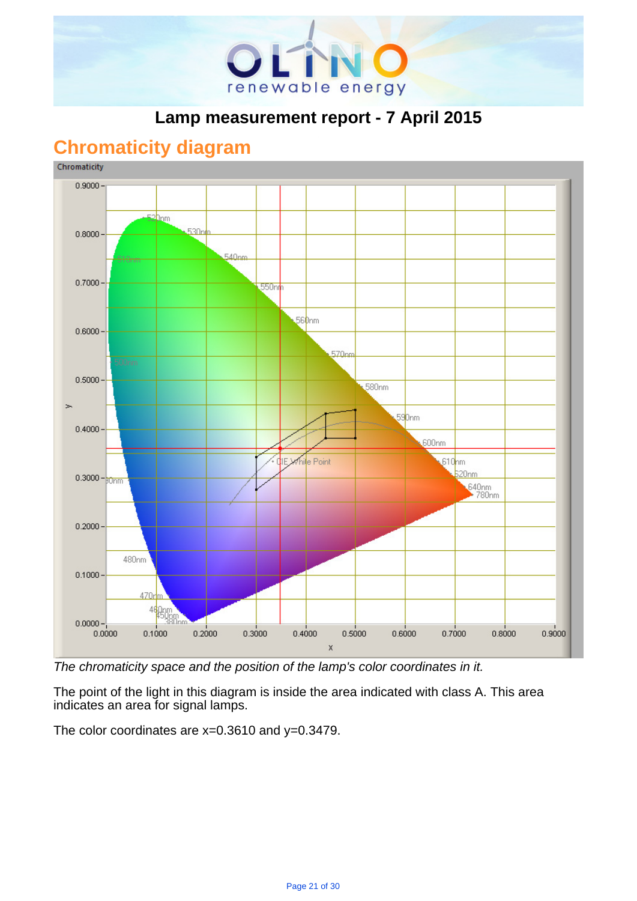# Lamp measurement report - 7 April 2015

## Chromaticity diagram

*The chromaticity space and the position of the lamp's color coordinates in it.*

The point of the light in this diagram is inside the area indicated with class A. This area indicates an area for signal lamps.

The color coordinates are x=0.3610 and y=0.3479.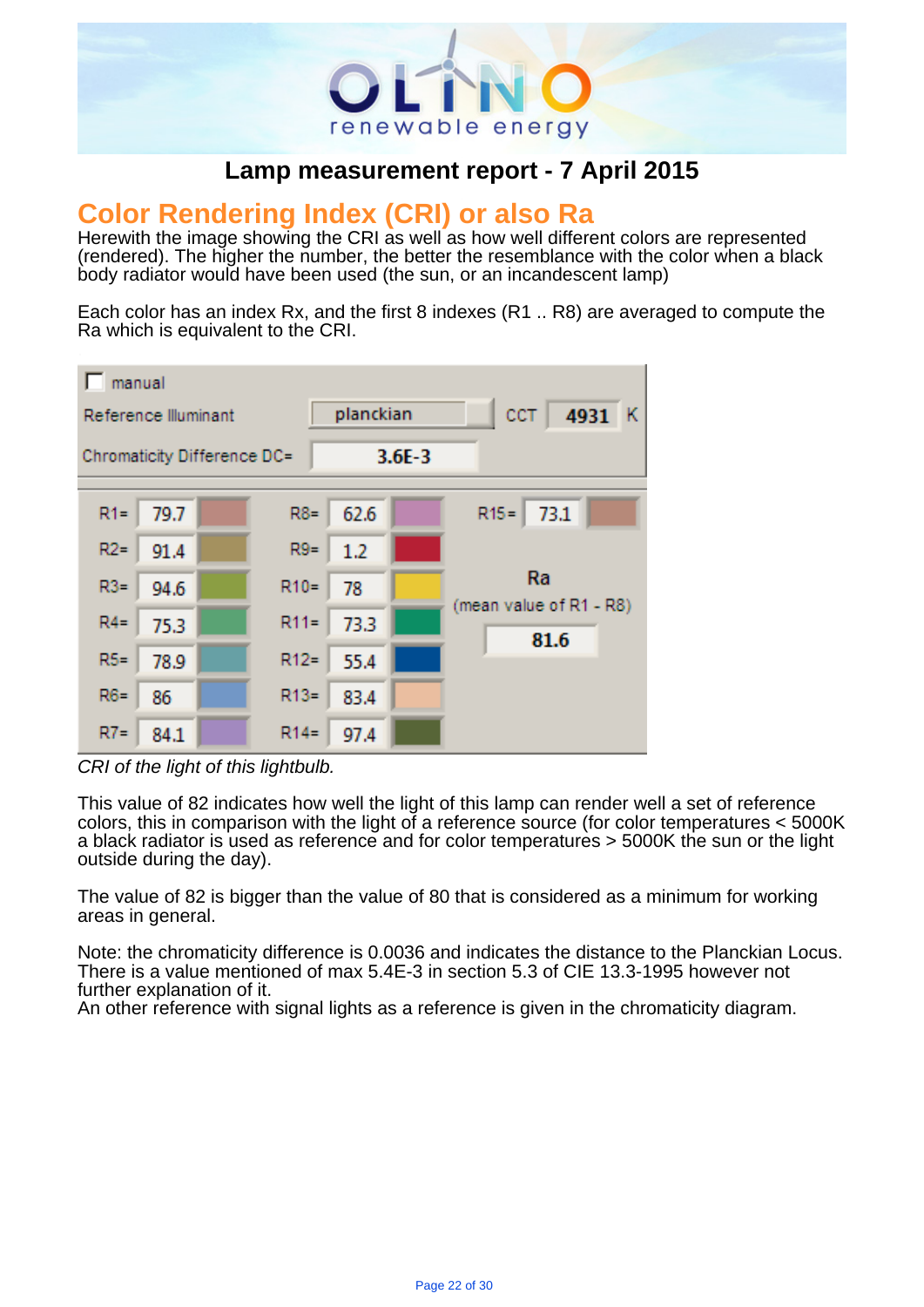## Lamp measurement report - 7 April 2015

# Color Rendering Index (CRI) or also Ra

Herewith the image showing the CRI as well as how well different colors are represented (rendered). The higher the number, the better the resemblance with the color when a black body radiator would have been used (the sun, or an incandescent lamp)

Each color has an index Rx, and the first 8 indexes (R1 .. R8) are averaged to compute the Ra which is equivalent to the CRI.

manual

Reference Illuminant: planckian — CCT 4931 K

Chromaticity Difference DC= 3.6E-3

| | | | | | |
|---|---|---|---|---|---|
| R1= | 79.7 | R8= | 62.6 | R15= | 73.1 |
| R2= | 91.4 | R9= | 1.2 | | |
| R3= | 94.6 | R10= | 78 | Ra (mean value of R1 - R8) | |
| R4= | 75.3 | R11= | 73.3 | | 81.6 |
| R5= | 78.9 | R12= | 55.4 | | |
| R6= | 86 | R13= | 83.4 | | |
| R7= | 84.1 | R14= | 97.4 | | |

*CRI of the light of this lightbulb.*

This value of 82 indicates how well the light of this lamp can render well a set of reference colors, this in comparison with the light of a reference source (for color temperatures < 5000K a black radiator is used as reference and for color temperatures > 5000K the sun or the light outside during the day).

The value of 82 is bigger than the value of 80 that is considered as a minimum for working areas in general.

Note: the chromaticity difference is 0.0036 and indicates the distance to the Planckian Locus. There is a value mentioned of max 5.4E-3 in section 5.3 of CIE 13.3-1995 however not further explanation of it.
An other reference with signal lights as a reference is given in the chromaticity diagram.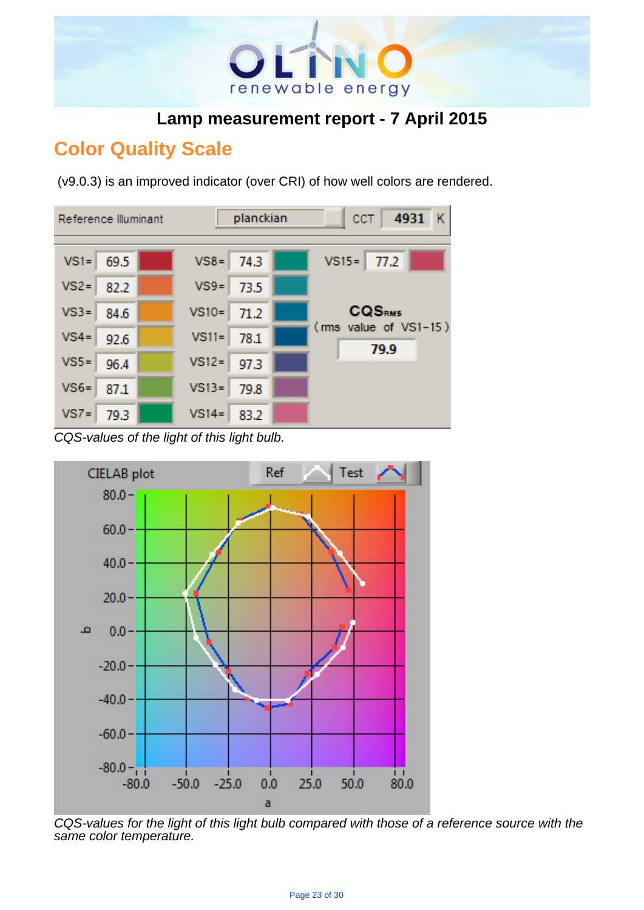## Lamp measurement report - 7 April 2015

## Color Quality Scale

(v9.0.3) is an improved indicator (over CRI) of how well colors are rendered.

| Reference Illuminant | planckian | CCT | 4931 K |
|---|---|---|---|

| | | | | | |
|---|---|---|---|---|---|
| VS1= | 69.5 | VS8= | 74.3 | VS15= | 77.2 |
| VS2= | 82.2 | VS9= | 73.5 | | |
| VS3= | 84.6 | VS10= | 71.2 | $CQS_{RMS}$ (rms value of VS1-15) | |
| VS4= | 92.6 | VS11= | 78.1 | | 79.9 |
| VS5= | 96.4 | VS12= | 97.3 | | |
| VS6= | 87.1 | VS13= | 79.8 | | |
| VS7= | 79.3 | VS14= | 83.2 | | |

*CQS-values of the light of this light bulb.*

*CQS-values for the light of this light bulb compared with those of a reference source with the same color temperature.*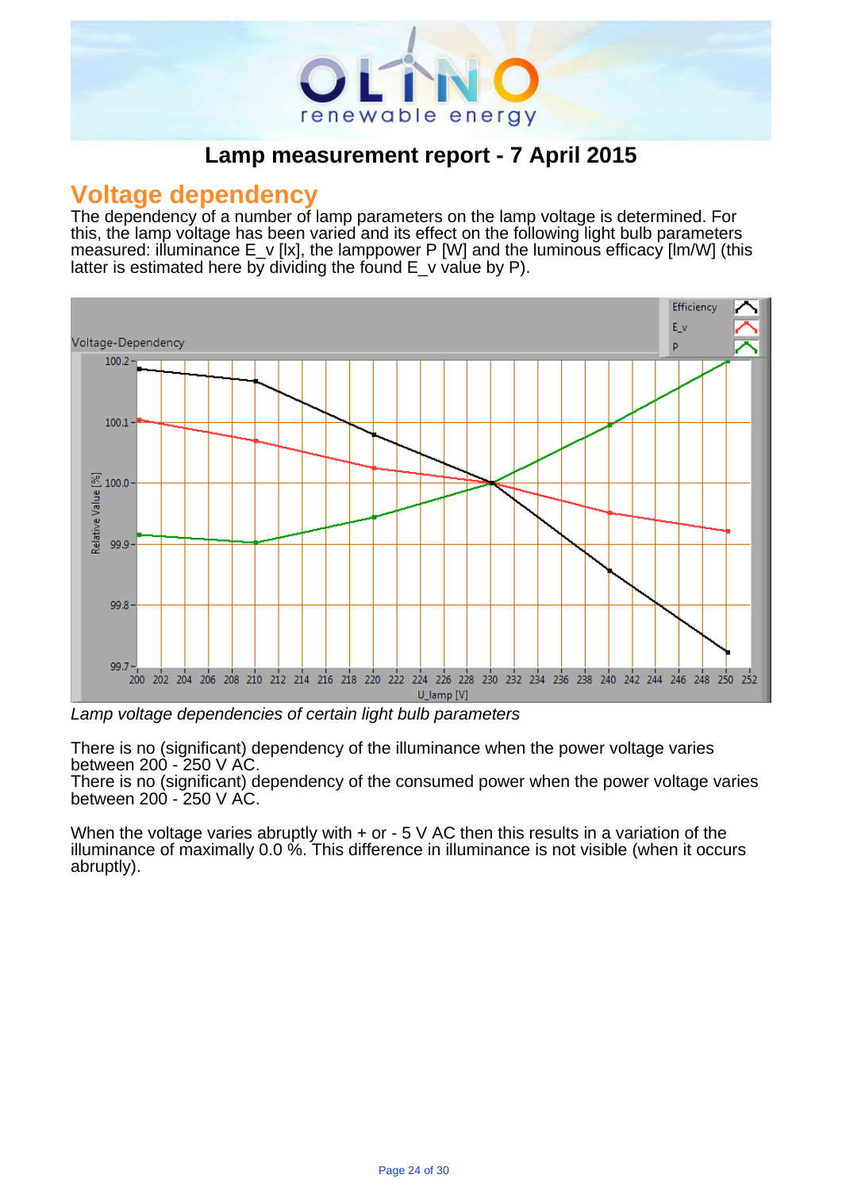## Lamp measurement report - 7 April 2015

# Voltage dependency

The dependency of a number of lamp parameters on the lamp voltage is determined. For this, the lamp voltage has been varied and its effect on the following light bulb parameters measured: illuminance E_v [lx], the lamppower P [W] and the luminous efficacy [lm/W] (this latter is estimated here by dividing the found E_v value by P).

*Lamp voltage dependencies of certain light bulb parameters*

There is no (significant) dependency of the illuminance when the power voltage varies between 200 - 250 V AC.
There is no (significant) dependency of the consumed power when the power voltage varies between 200 - 250 V AC.

When the voltage varies abruptly with + or - 5 V AC then this results in a variation of the illuminance of maximally 0.0 %. This difference in illuminance is not visible (when it occurs abruptly).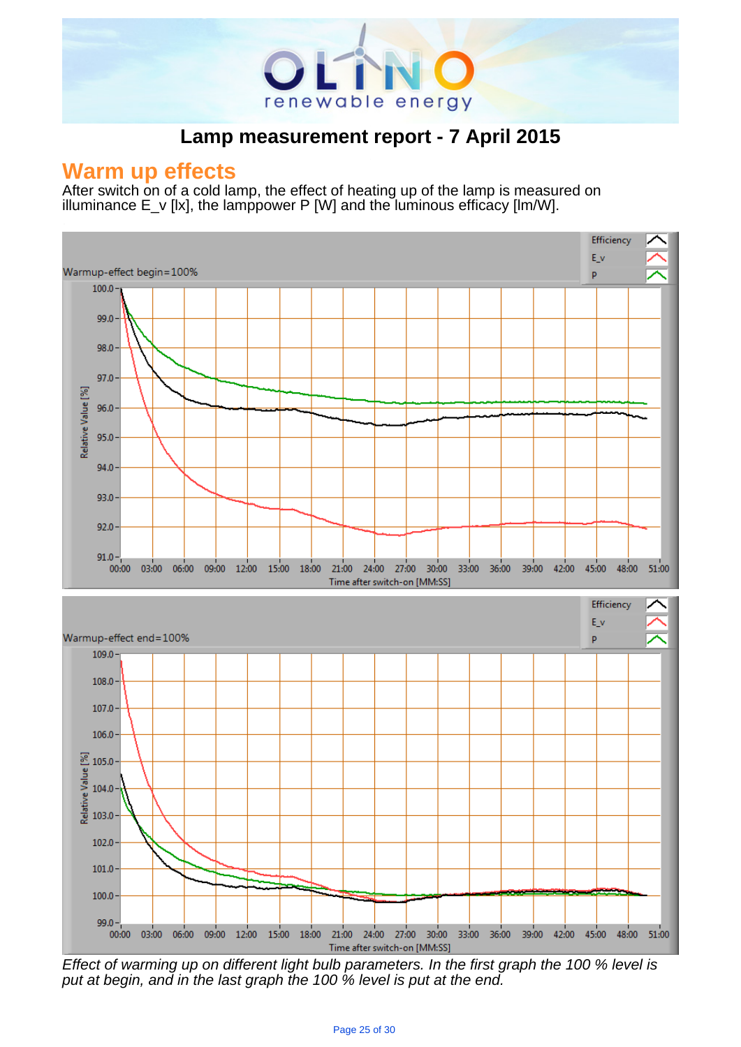# Lamp measurement report - 7 April 2015

## Warm up effects

After switch on of a cold lamp, the effect of heating up of the lamp is measured on illuminance E_v [lx], the lamppower P [W] and the luminous efficacy [lm/W].

*Effect of warming up on different light bulb parameters. In the first graph the 100 % level is put at begin, and in the last graph the 100 % level is put at the end.*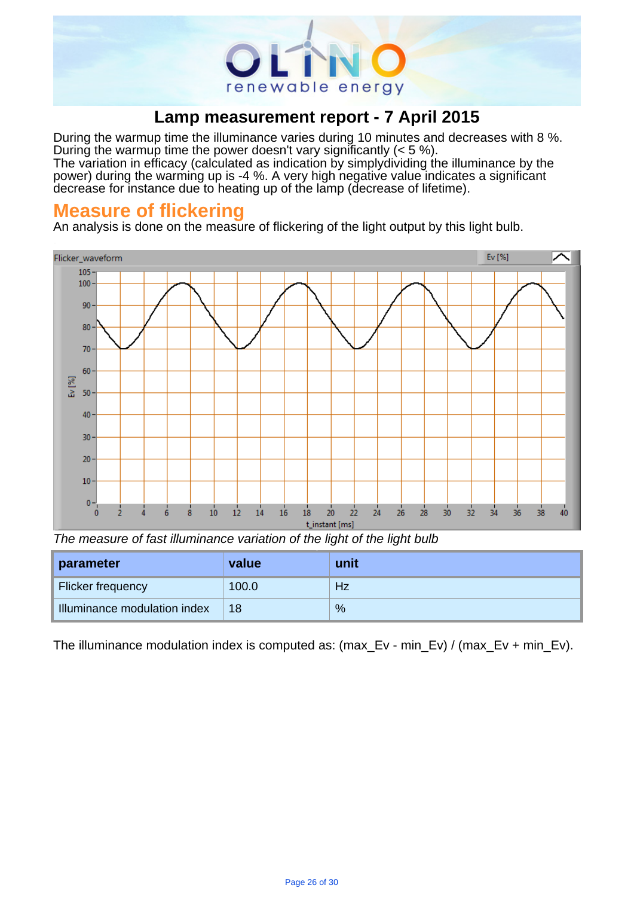# Lamp measurement report - 7 April 2015

During the warmup time the illuminance varies during 10 minutes and decreases with 8 %.
During the warmup time the power doesn't vary significantly (< 5 %).
The variation in efficacy (calculated as indication by simplydividing the illuminance by the power) during the warming up is -4 %. A very high negative value indicates a significant decrease for instance due to heating up of the lamp (decrease of lifetime).

## Measure of flickering

An analysis is done on the measure of flickering of the light output by this light bulb.

*The measure of fast illuminance variation of the light of the light bulb*

| parameter | value | unit |
|---|---|---|
| Flicker frequency | 100.0 | Hz |
| Illuminance modulation index | 18 | % |

The illuminance modulation index is computed as: (max_Ev - min_Ev) / (max_Ev + min_Ev).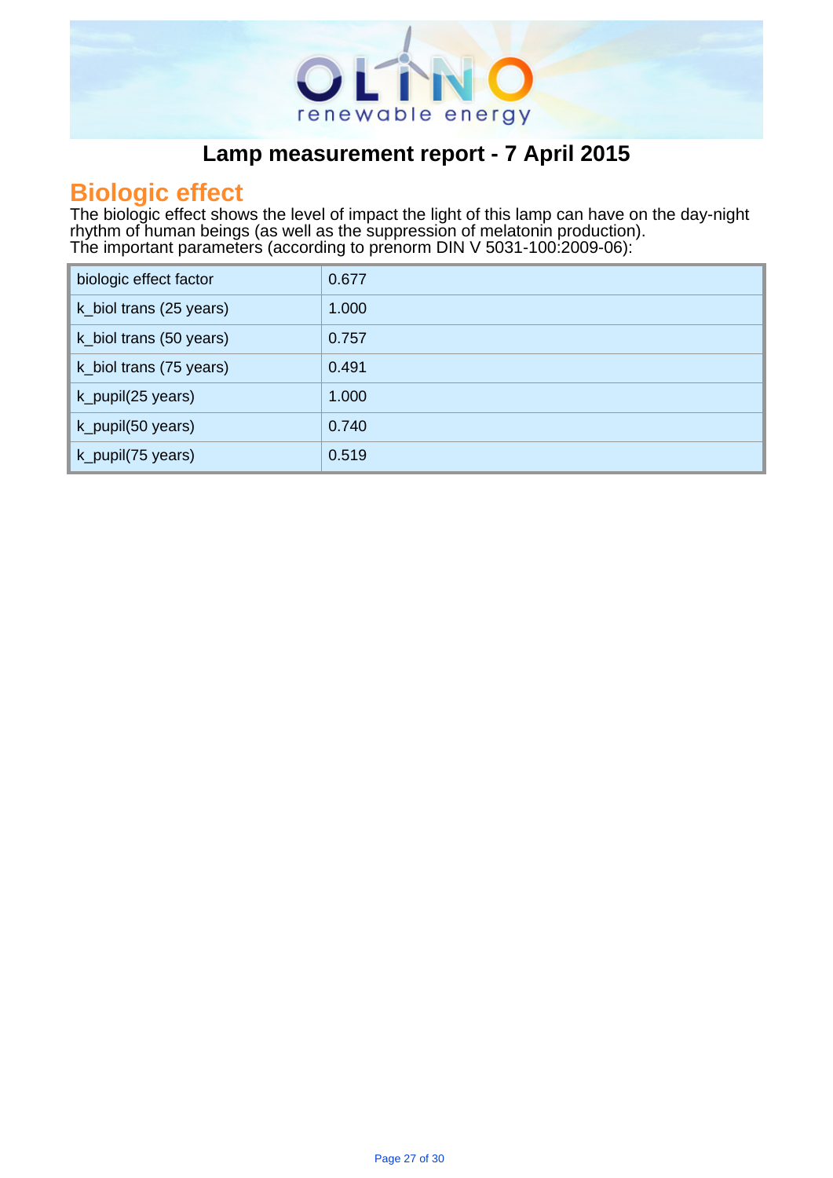# Lamp measurement report - 7 April 2015

## Biologic effect

The biologic effect shows the level of impact the light of this lamp can have on the day-night rhythm of human beings (as well as the suppression of melatonin production).
The important parameters (according to prenorm DIN V 5031-100:2009-06):

| | |
|---|---|
| biologic effect factor | 0.677 |
| k_biol trans (25 years) | 1.000 |
| k_biol trans (50 years) | 0.757 |
| k_biol trans (75 years) | 0.491 |
| k_pupil(25 years) | 1.000 |
| k_pupil(50 years) | 0.740 |
| k_pupil(75 years) | 0.519 |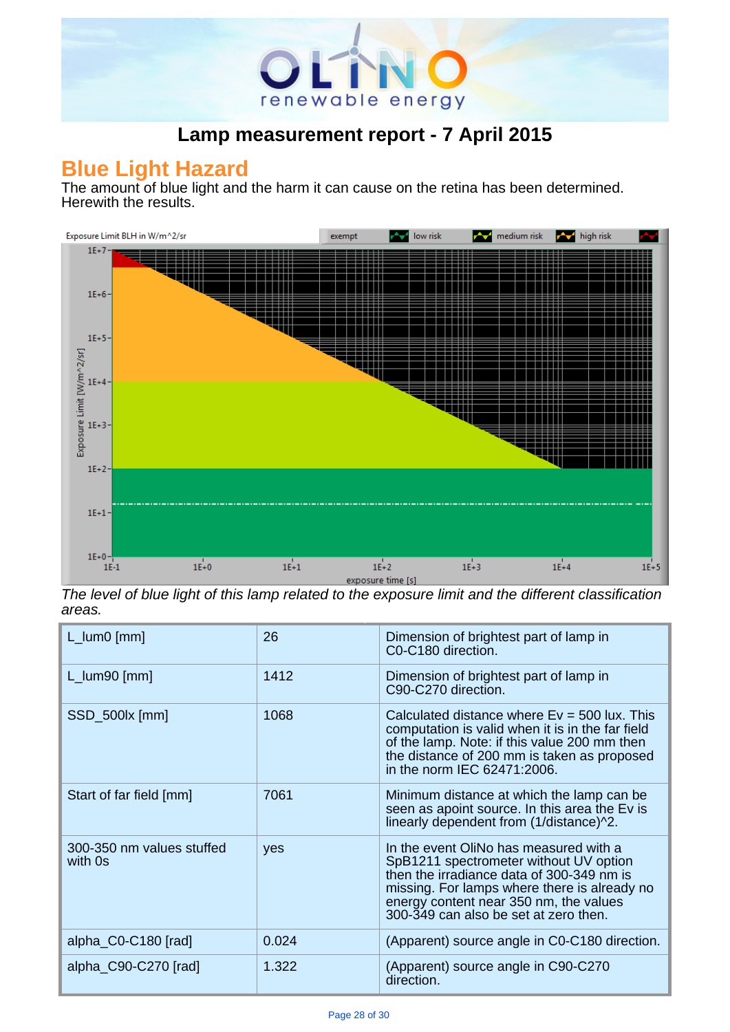## Lamp measurement report - 7 April 2015

# Blue Light Hazard

The amount of blue light and the harm it can cause on the retina has been determined. Herewith the results.

*The level of blue light of this lamp related to the exposure limit and the different classification areas.*

| | | |
|---|---|---|
| L_lum0 [mm] | 26 | Dimension of brightest part of lamp in C0-C180 direction. |
| L_lum90 [mm] | 1412 | Dimension of brightest part of lamp in C90-C270 direction. |
| SSD_500lx [mm] | 1068 | Calculated distance where Ev = 500 lux. This computation is valid when it is in the far field of the lamp. Note: if this value 200 mm then the distance of 200 mm is taken as proposed in the norm IEC 62471:2006. |
| Start of far field [mm] | 7061 | Minimum distance at which the lamp can be seen as apoint source. In this area the Ev is linearly dependent from (1/distance)^2. |
| 300-350 nm values stuffed with 0s | yes | In the event OliNo has measured with a SpB1211 spectrometer without UV option then the irradiance data of 300-349 nm is missing. For lamps where there is already no energy content near 350 nm, the values 300-349 can also be set at zero then. |
| alpha_C0-C180 [rad] | 0.024 | (Apparent) source angle in C0-C180 direction. |
| alpha_C90-C270 [rad] | 1.322 | (Apparent) source angle in C90-C270 direction. |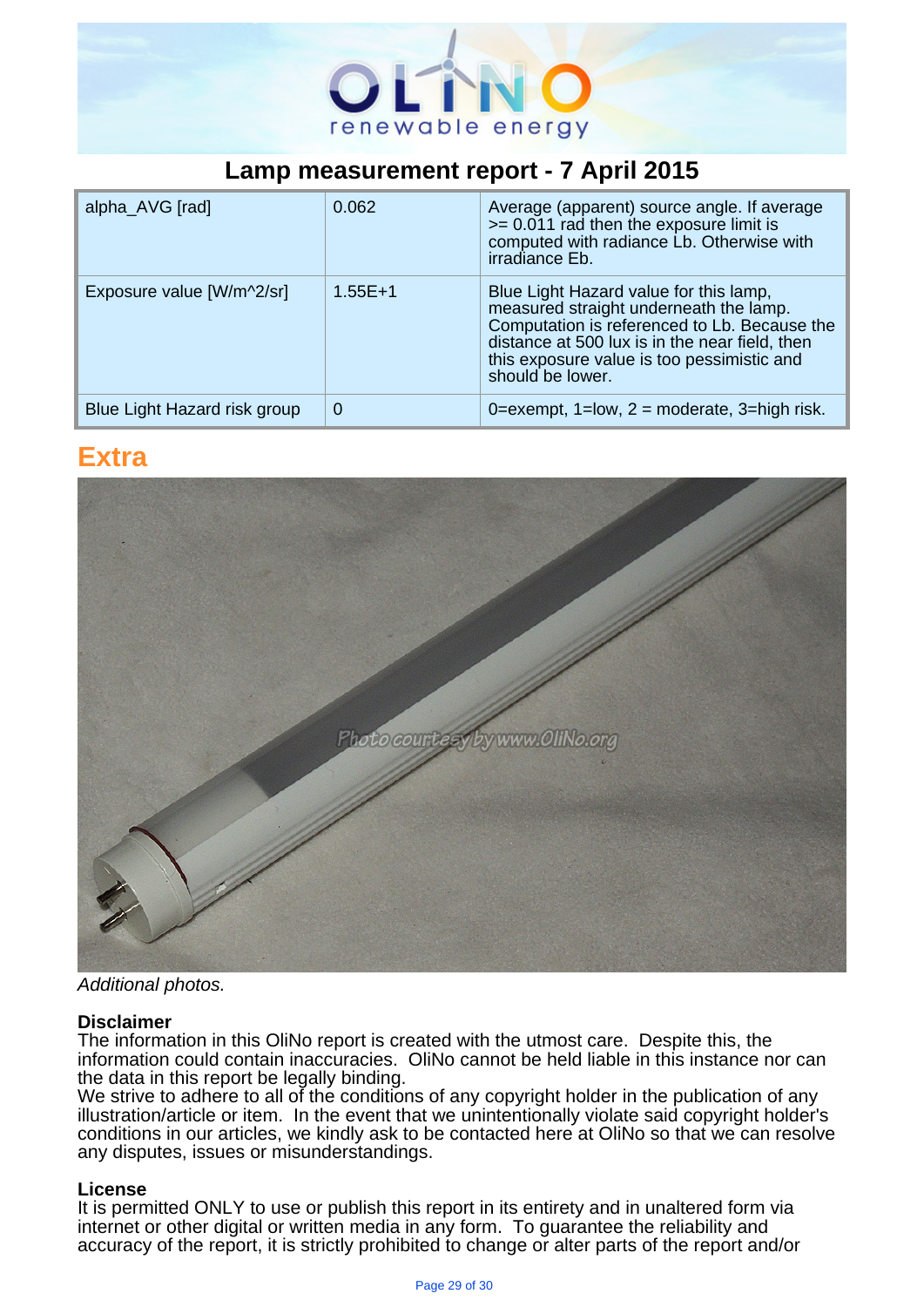# Lamp measurement report - 7 April 2015

| | | |
|---|---|---|
| alpha_AVG [rad] | 0.062 | Average (apparent) source angle. If average >= 0.011 rad then the exposure limit is computed with radiance Lb. Otherwise with irradiance Eb. |
| Exposure value [W/m^2/sr] | 1.55E+1 | Blue Light Hazard value for this lamp, measured straight underneath the lamp. Computation is referenced to Lb. Because the distance at 500 lux is in the near field, then this exposure value is too pessimistic and should be lower. |
| Blue Light Hazard risk group | 0 | 0=exempt, 1=low, 2 = moderate, 3=high risk. |

## Extra

*Additional photos.*

**Disclaimer**
The information in this OliNo report is created with the utmost care. Despite this, the information could contain inaccuracies. OliNo cannot be held liable in this instance nor can the data in this report be legally binding.
We strive to adhere to all of the conditions of any copyright holder in the publication of any illustration/article or item. In the event that we unintentionally violate said copyright holder's conditions in our articles, we kindly ask to be contacted here at OliNo so that we can resolve any disputes, issues or misunderstandings.

**License**
It is permitted ONLY to use or publish this report in its entirety and in unaltered form via internet or other digital or written media in any form. To guarantee the reliability and accuracy of the report, it is strictly prohibited to change or alter parts of the report and/or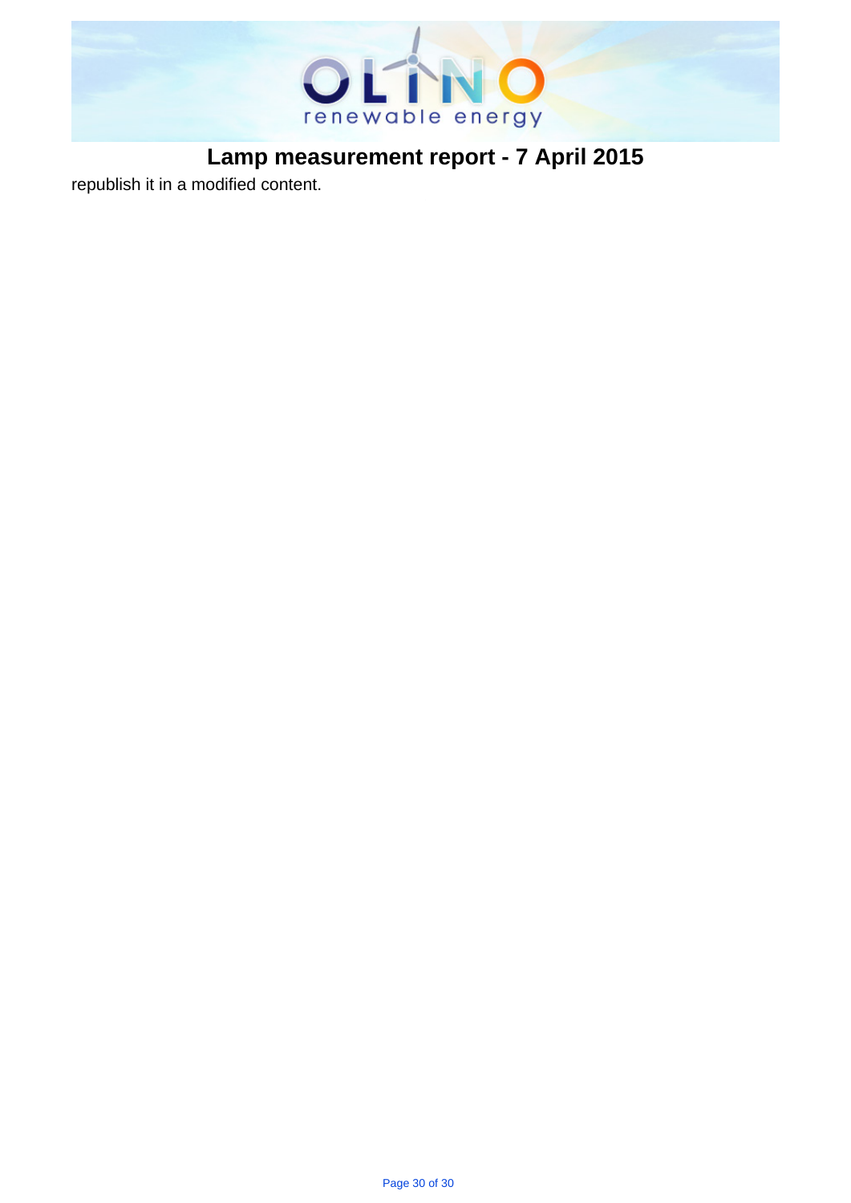republish it in a modified content.